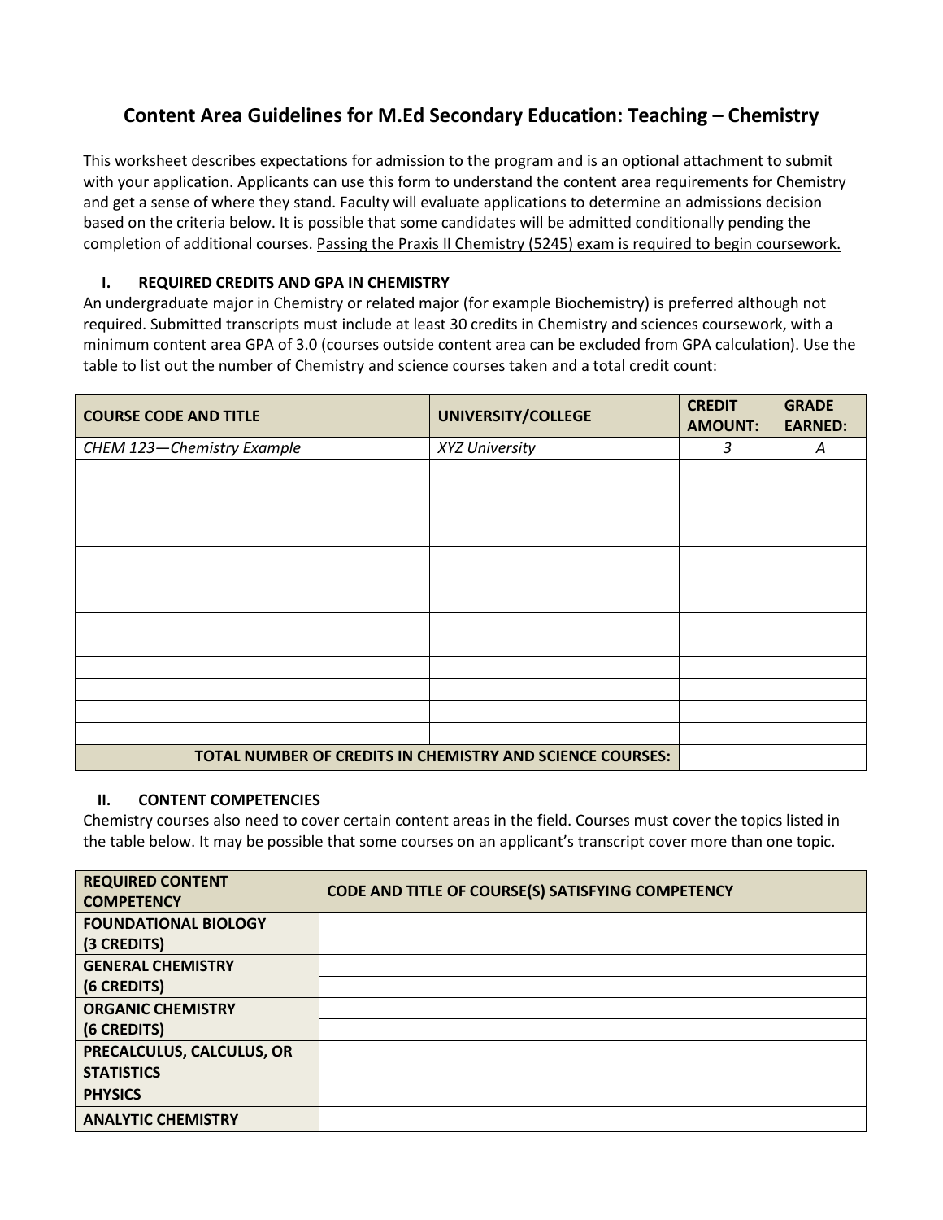# Content Area Guidelines for M.Ed Secondary Education: Teaching – Chemistry

This worksheet describes expectations for admission to the program and is an optional attachment to submit with your application. Applicants can use this form to understand the content area requirements for Chemistry and get a sense of where they stand. Faculty will evaluate applications to determine an admissions decision based on the criteria below. It is possible that some candidates will be admitted conditionally pending the completion of additional courses. <u>Passing the Praxis II Chemistry (5245) exam is required to begin coursework.</u>

## I. REQUIRED CREDITS AND GPA IN CHEMISTRY

An undergraduate major in Chemistry or related major (for example Biochemistry) is preferred although not required. Submitted transcripts must include at least 30 credits in Chemistry and sciences coursework, with a minimum content area GPA of 3.0 (courses outside content area can be excluded from GPA calculation). Use the table to list out the number of Chemistry and science courses taken and a total credit count:

| COURSE CODE AND TITLE | UNIVERSITY/COLLEGE | CREDIT AMOUNT: | GRADE EARNED: |
|---|---|---|---|
| *CHEM 123—Chemistry Example* | *XYZ University* | *3* | *A* |
| | | | |
| | | | |
| | | | |
| | | | |
| | | | |
| | | | |
| | | | |
| | | | |
| | | | |
| | | | |
| | | | |
| | | | |
| | | | |
| **TOTAL NUMBER OF CREDITS IN CHEMISTRY AND SCIENCE COURSES:** | | | |

## II. CONTENT COMPETENCIES

Chemistry courses also need to cover certain content areas in the field. Courses must cover the topics listed in the table below. It may be possible that some courses on an applicant's transcript cover more than one topic.

| REQUIRED CONTENT COMPETENCY | CODE AND TITLE OF COURSE(S) SATISFYING COMPETENCY |
|---|---|
| **FOUNDATIONAL BIOLOGY (3 CREDITS)** | |
| **GENERAL CHEMISTRY (6 CREDITS)** | |
| | |
| **ORGANIC CHEMISTRY (6 CREDITS)** | |
| | |
| **PRECALCULUS, CALCULUS, OR STATISTICS** | |
| **PHYSICS** | |
| **ANALYTIC CHEMISTRY** | |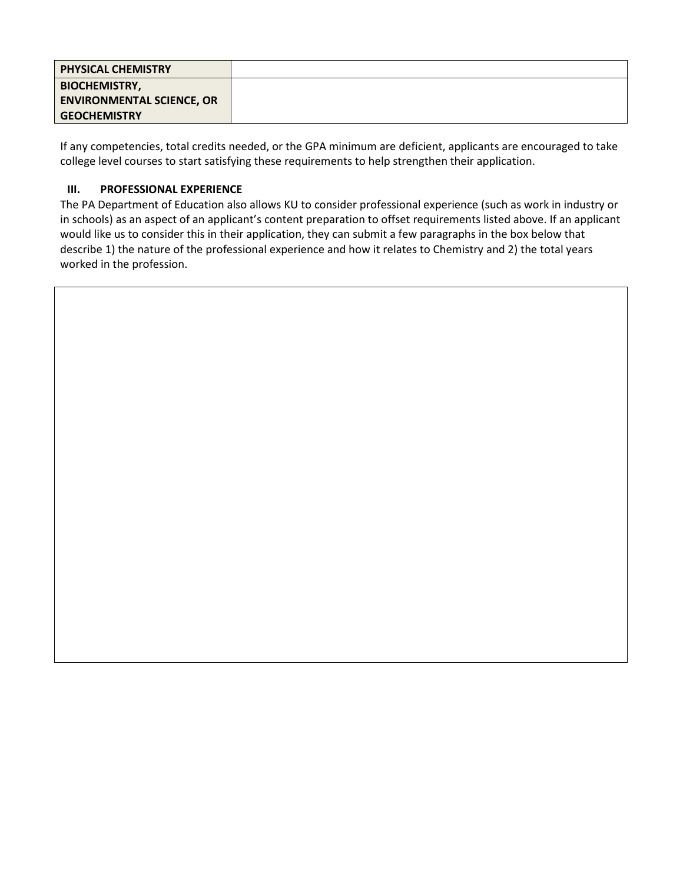| | |
|---|---|
| **PHYSICAL CHEMISTRY** | |
| **BIOCHEMISTRY, ENVIRONMENTAL SCIENCE, OR GEOCHEMISTRY** | |

If any competencies, total credits needed, or the GPA minimum are deficient, applicants are encouraged to take college level courses to start satisfying these requirements to help strengthen their application.

### III. PROFESSIONAL EXPERIENCE

The PA Department of Education also allows KU to consider professional experience (such as work in industry or in schools) as an aspect of an applicant's content preparation to offset requirements listed above. If an applicant would like us to consider this in their application, they can submit a few paragraphs in the box below that describe 1) the nature of the professional experience and how it relates to Chemistry and 2) the total years worked in the profession.